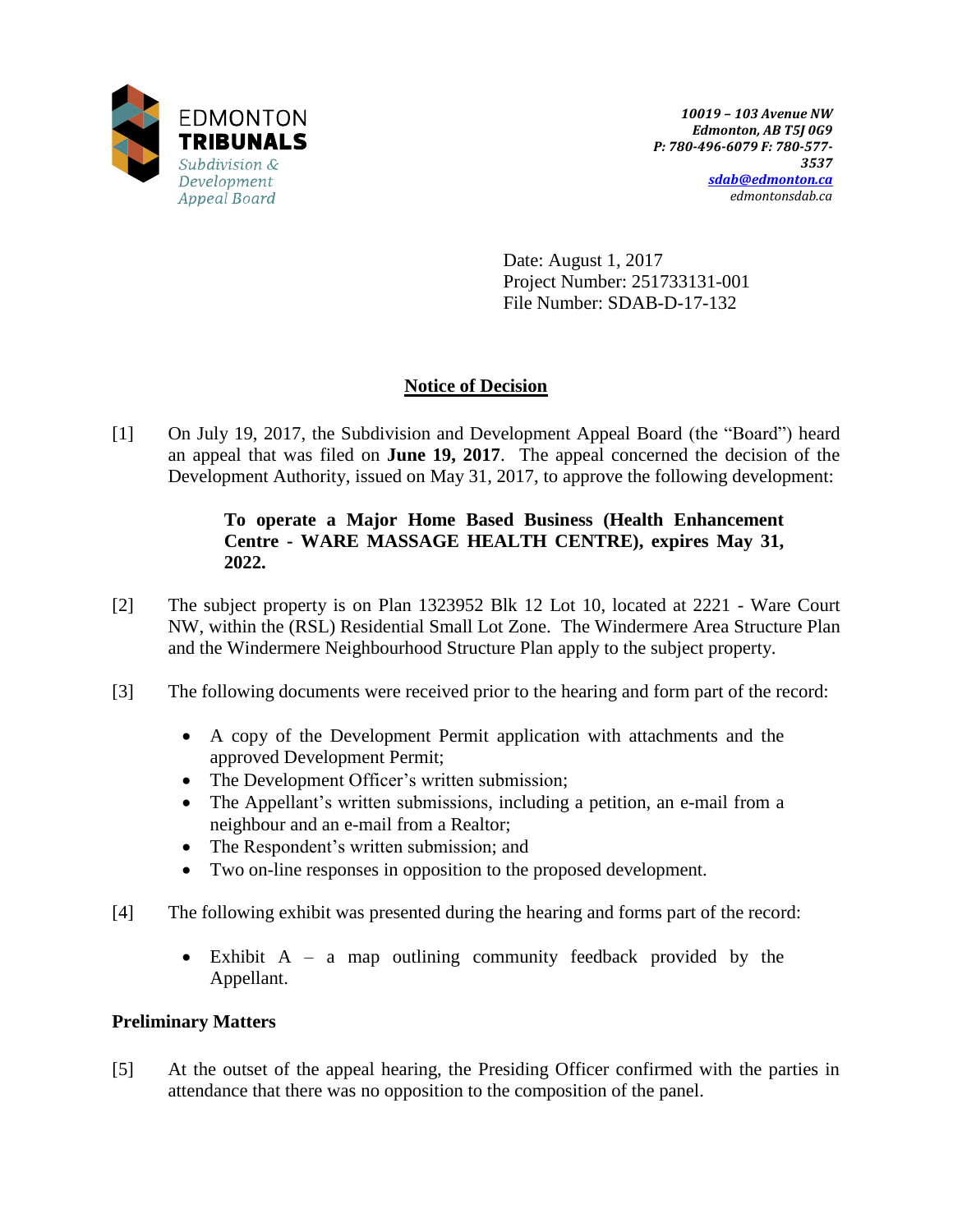EDMONTON
**TRIBUNALS**
*Subdivision & Development Appeal Board*

***10019 – 103 Avenue NW***
***Edmonton, AB T5J 0G9***
***P: 780-496-6079 F: 780-577-3537***
***sdab@edmonton.ca***
*edmontonsdab.ca*

Date: August 1, 2017
Project Number: 251733131-001
File Number: SDAB-D-17-132

## Notice of Decision

[1] On July 19, 2017, the Subdivision and Development Appeal Board (the "Board") heard an appeal that was filed on **June 19, 2017**. The appeal concerned the decision of the Development Authority, issued on May 31, 2017, to approve the following development:

> **To operate a Major Home Based Business (Health Enhancement Centre - WARE MASSAGE HEALTH CENTRE), expires May 31, 2022.**

[2] The subject property is on Plan 1323952 Blk 12 Lot 10, located at 2221 - Ware Court NW, within the (RSL) Residential Small Lot Zone. The Windermere Area Structure Plan and the Windermere Neighbourhood Structure Plan apply to the subject property.

[3] The following documents were received prior to the hearing and form part of the record:

- A copy of the Development Permit application with attachments and the approved Development Permit;
- The Development Officer's written submission;
- The Appellant's written submissions, including a petition, an e-mail from a neighbour and an e-mail from a Realtor;
- The Respondent's written submission; and
- Two on-line responses in opposition to the proposed development.

[4] The following exhibit was presented during the hearing and forms part of the record:

- Exhibit A – a map outlining community feedback provided by the Appellant.

### Preliminary Matters

[5] At the outset of the appeal hearing, the Presiding Officer confirmed with the parties in attendance that there was no opposition to the composition of the panel.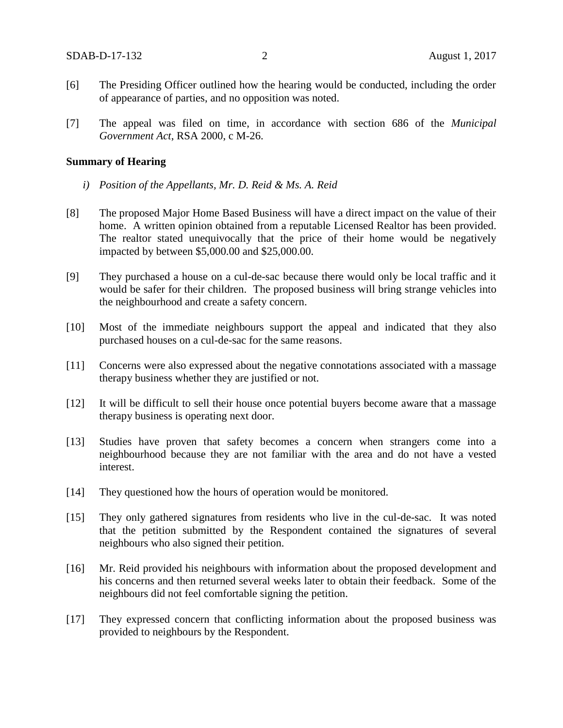[6] The Presiding Officer outlined how the hearing would be conducted, including the order of appearance of parties, and no opposition was noted.

[7] The appeal was filed on time, in accordance with section 686 of the *Municipal Government Act*, RSA 2000, c M-26.

**Summary of Hearing**

*i) Position of the Appellants, Mr. D. Reid & Ms. A. Reid*

[8] The proposed Major Home Based Business will have a direct impact on the value of their home. A written opinion obtained from a reputable Licensed Realtor has been provided. The realtor stated unequivocally that the price of their home would be negatively impacted by between $5,000.00 and $25,000.00.

[9] They purchased a house on a cul-de-sac because there would only be local traffic and it would be safer for their children. The proposed business will bring strange vehicles into the neighbourhood and create a safety concern.

[10] Most of the immediate neighbours support the appeal and indicated that they also purchased houses on a cul-de-sac for the same reasons.

[11] Concerns were also expressed about the negative connotations associated with a massage therapy business whether they are justified or not.

[12] It will be difficult to sell their house once potential buyers become aware that a massage therapy business is operating next door.

[13] Studies have proven that safety becomes a concern when strangers come into a neighbourhood because they are not familiar with the area and do not have a vested interest.

[14] They questioned how the hours of operation would be monitored.

[15] They only gathered signatures from residents who live in the cul-de-sac. It was noted that the petition submitted by the Respondent contained the signatures of several neighbours who also signed their petition.

[16] Mr. Reid provided his neighbours with information about the proposed development and his concerns and then returned several weeks later to obtain their feedback. Some of the neighbours did not feel comfortable signing the petition.

[17] They expressed concern that conflicting information about the proposed business was provided to neighbours by the Respondent.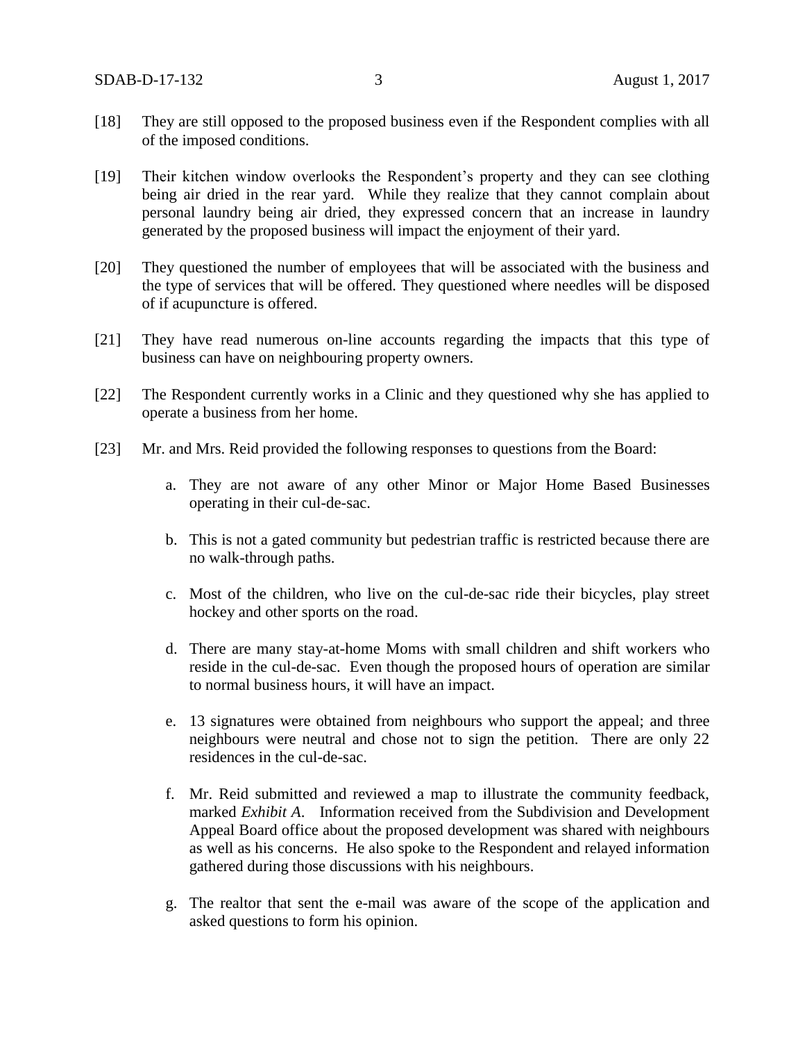[18] They are still opposed to the proposed business even if the Respondent complies with all of the imposed conditions.

[19] Their kitchen window overlooks the Respondent's property and they can see clothing being air dried in the rear yard. While they realize that they cannot complain about personal laundry being air dried, they expressed concern that an increase in laundry generated by the proposed business will impact the enjoyment of their yard.

[20] They questioned the number of employees that will be associated with the business and the type of services that will be offered. They questioned where needles will be disposed of if acupuncture is offered.

[21] They have read numerous on-line accounts regarding the impacts that this type of business can have on neighbouring property owners.

[22] The Respondent currently works in a Clinic and they questioned why she has applied to operate a business from her home.

[23] Mr. and Mrs. Reid provided the following responses to questions from the Board:

a. They are not aware of any other Minor or Major Home Based Businesses operating in their cul-de-sac.

b. This is not a gated community but pedestrian traffic is restricted because there are no walk-through paths.

c. Most of the children, who live on the cul-de-sac ride their bicycles, play street hockey and other sports on the road.

d. There are many stay-at-home Moms with small children and shift workers who reside in the cul-de-sac. Even though the proposed hours of operation are similar to normal business hours, it will have an impact.

e. 13 signatures were obtained from neighbours who support the appeal; and three neighbours were neutral and chose not to sign the petition. There are only 22 residences in the cul-de-sac.

f. Mr. Reid submitted and reviewed a map to illustrate the community feedback, marked *Exhibit A*. Information received from the Subdivision and Development Appeal Board office about the proposed development was shared with neighbours as well as his concerns. He also spoke to the Respondent and relayed information gathered during those discussions with his neighbours.

g. The realtor that sent the e-mail was aware of the scope of the application and asked questions to form his opinion.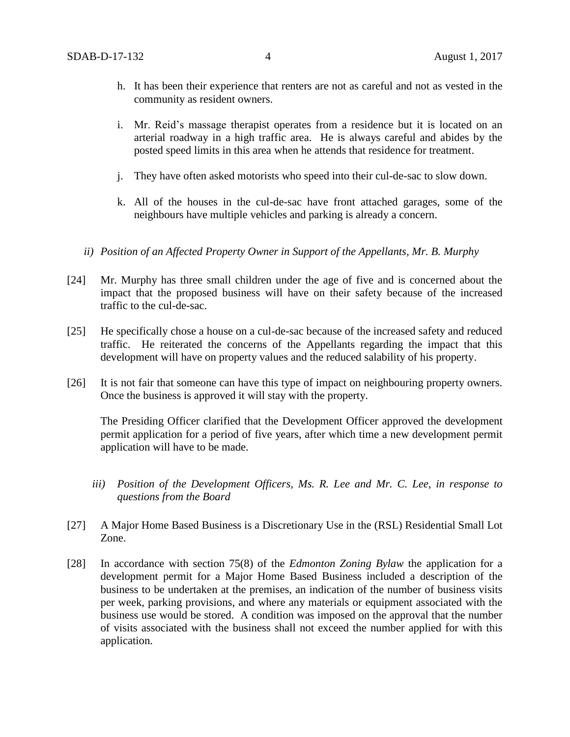h. It has been their experience that renters are not as careful and not as vested in the community as resident owners.

i. Mr. Reid's massage therapist operates from a residence but it is located on an arterial roadway in a high traffic area. He is always careful and abides by the posted speed limits in this area when he attends that residence for treatment.

j. They have often asked motorists who speed into their cul-de-sac to slow down.

k. All of the houses in the cul-de-sac have front attached garages, some of the neighbours have multiple vehicles and parking is already a concern.

*ii) Position of an Affected Property Owner in Support of the Appellants, Mr. B. Murphy*

[24] Mr. Murphy has three small children under the age of five and is concerned about the impact that the proposed business will have on their safety because of the increased traffic to the cul-de-sac.

[25] He specifically chose a house on a cul-de-sac because of the increased safety and reduced traffic. He reiterated the concerns of the Appellants regarding the impact that this development will have on property values and the reduced salability of his property.

[26] It is not fair that someone can have this type of impact on neighbouring property owners. Once the business is approved it will stay with the property.

The Presiding Officer clarified that the Development Officer approved the development permit application for a period of five years, after which time a new development permit application will have to be made.

*iii) Position of the Development Officers, Ms. R. Lee and Mr. C. Lee, in response to questions from the Board*

[27] A Major Home Based Business is a Discretionary Use in the (RSL) Residential Small Lot Zone.

[28] In accordance with section 75(8) of the *Edmonton Zoning Bylaw* the application for a development permit for a Major Home Based Business included a description of the business to be undertaken at the premises, an indication of the number of business visits per week, parking provisions, and where any materials or equipment associated with the business use would be stored. A condition was imposed on the approval that the number of visits associated with the business shall not exceed the number applied for with this application.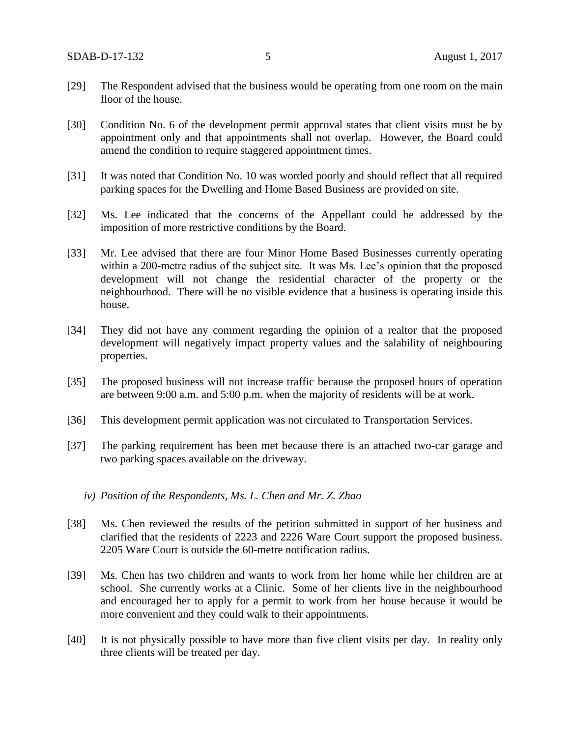[29] The Respondent advised that the business would be operating from one room on the main floor of the house.

[30] Condition No. 6 of the development permit approval states that client visits must be by appointment only and that appointments shall not overlap. However, the Board could amend the condition to require staggered appointment times.

[31] It was noted that Condition No. 10 was worded poorly and should reflect that all required parking spaces for the Dwelling and Home Based Business are provided on site.

[32] Ms. Lee indicated that the concerns of the Appellant could be addressed by the imposition of more restrictive conditions by the Board.

[33] Mr. Lee advised that there are four Minor Home Based Businesses currently operating within a 200-metre radius of the subject site. It was Ms. Lee's opinion that the proposed development will not change the residential character of the property or the neighbourhood. There will be no visible evidence that a business is operating inside this house.

[34] They did not have any comment regarding the opinion of a realtor that the proposed development will negatively impact property values and the salability of neighbouring properties.

[35] The proposed business will not increase traffic because the proposed hours of operation are between 9:00 a.m. and 5:00 p.m. when the majority of residents will be at work.

[36] This development permit application was not circulated to Transportation Services.

[37] The parking requirement has been met because there is an attached two-car garage and two parking spaces available on the driveway.

*iv) Position of the Respondents, Ms. L. Chen and Mr. Z. Zhao*

[38] Ms. Chen reviewed the results of the petition submitted in support of her business and clarified that the residents of 2223 and 2226 Ware Court support the proposed business. 2205 Ware Court is outside the 60-metre notification radius.

[39] Ms. Chen has two children and wants to work from her home while her children are at school. She currently works at a Clinic. Some of her clients live in the neighbourhood and encouraged her to apply for a permit to work from her house because it would be more convenient and they could walk to their appointments.

[40] It is not physically possible to have more than five client visits per day. In reality only three clients will be treated per day.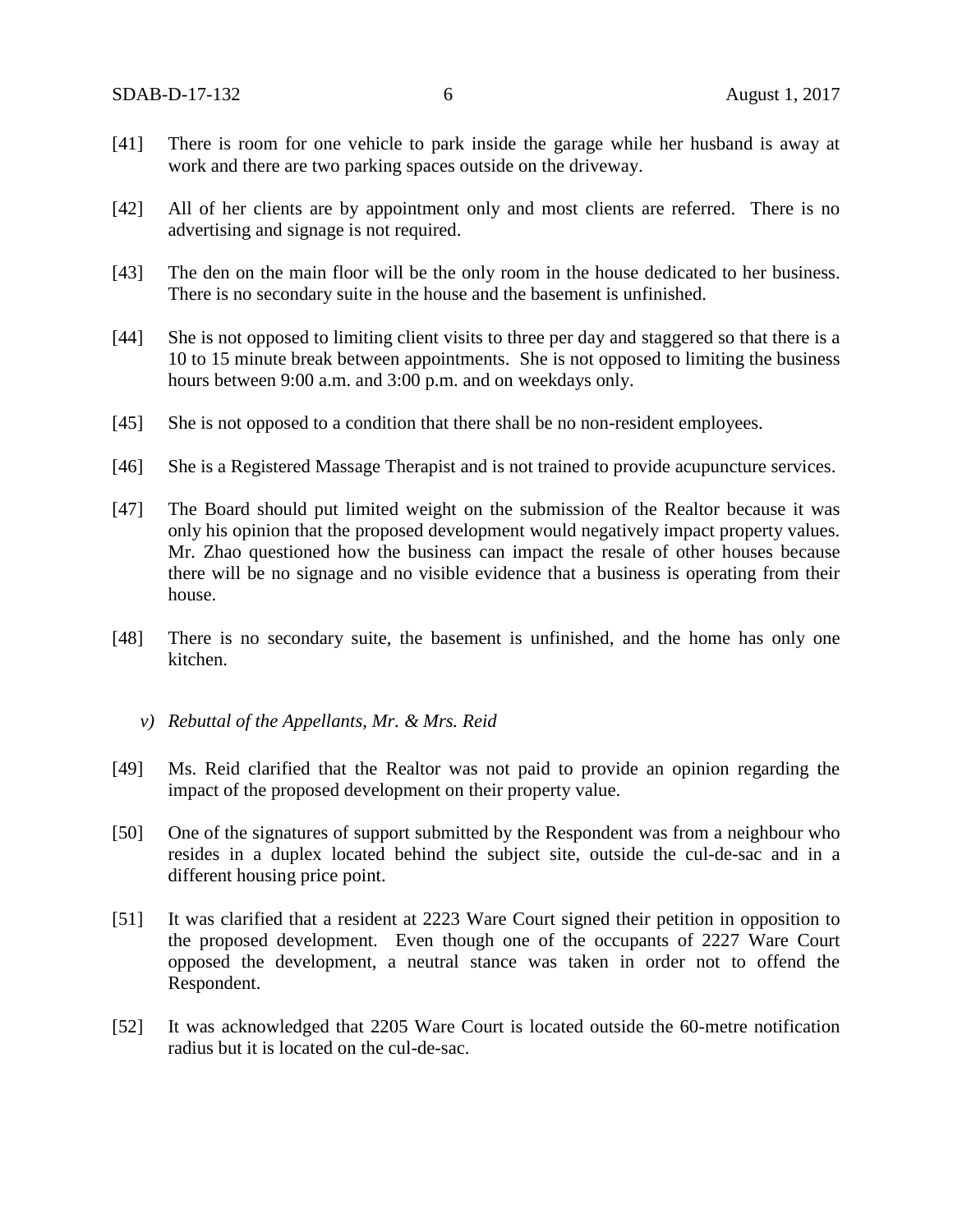[41] There is room for one vehicle to park inside the garage while her husband is away at work and there are two parking spaces outside on the driveway.

[42] All of her clients are by appointment only and most clients are referred. There is no advertising and signage is not required.

[43] The den on the main floor will be the only room in the house dedicated to her business. There is no secondary suite in the house and the basement is unfinished.

[44] She is not opposed to limiting client visits to three per day and staggered so that there is a 10 to 15 minute break between appointments. She is not opposed to limiting the business hours between 9:00 a.m. and 3:00 p.m. and on weekdays only.

[45] She is not opposed to a condition that there shall be no non-resident employees.

[46] She is a Registered Massage Therapist and is not trained to provide acupuncture services.

[47] The Board should put limited weight on the submission of the Realtor because it was only his opinion that the proposed development would negatively impact property values. Mr. Zhao questioned how the business can impact the resale of other houses because there will be no signage and no visible evidence that a business is operating from their house.

[48] There is no secondary suite, the basement is unfinished, and the home has only one kitchen.

*v) Rebuttal of the Appellants, Mr. & Mrs. Reid*

[49] Ms. Reid clarified that the Realtor was not paid to provide an opinion regarding the impact of the proposed development on their property value.

[50] One of the signatures of support submitted by the Respondent was from a neighbour who resides in a duplex located behind the subject site, outside the cul-de-sac and in a different housing price point.

[51] It was clarified that a resident at 2223 Ware Court signed their petition in opposition to the proposed development. Even though one of the occupants of 2227 Ware Court opposed the development, a neutral stance was taken in order not to offend the Respondent.

[52] It was acknowledged that 2205 Ware Court is located outside the 60-metre notification radius but it is located on the cul-de-sac.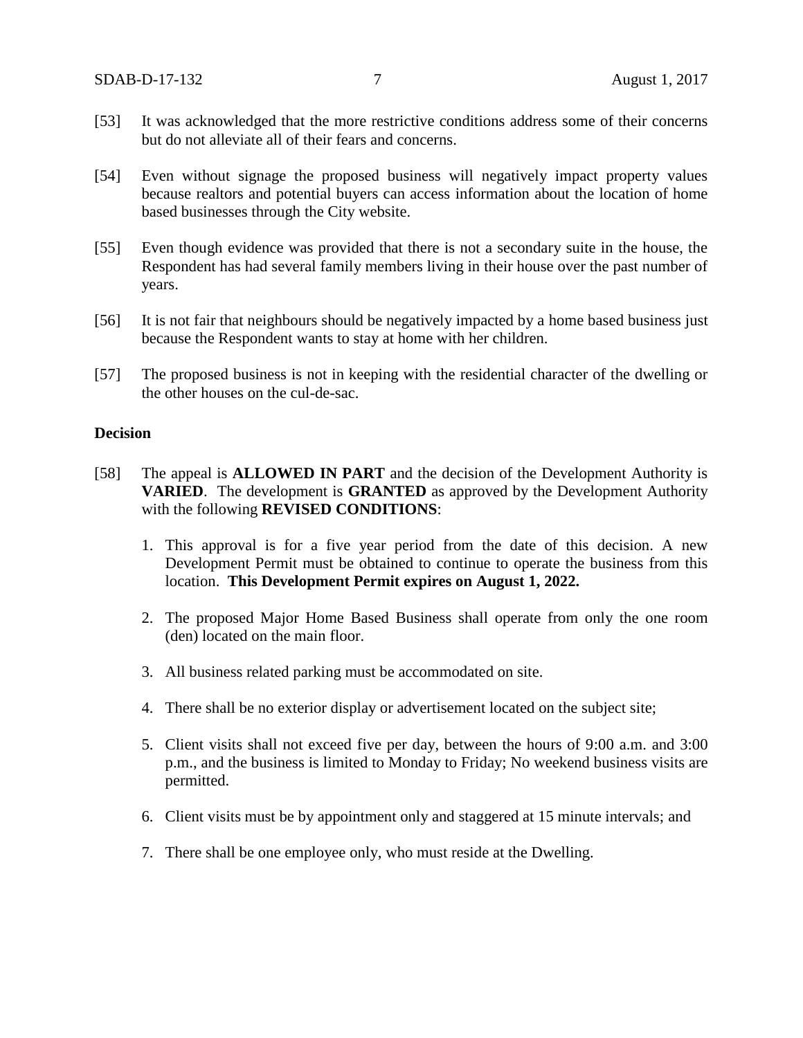[53] It was acknowledged that the more restrictive conditions address some of their concerns but do not alleviate all of their fears and concerns.

[54] Even without signage the proposed business will negatively impact property values because realtors and potential buyers can access information about the location of home based businesses through the City website.

[55] Even though evidence was provided that there is not a secondary suite in the house, the Respondent has had several family members living in their house over the past number of years.

[56] It is not fair that neighbours should be negatively impacted by a home based business just because the Respondent wants to stay at home with her children.

[57] The proposed business is not in keeping with the residential character of the dwelling or the other houses on the cul-de-sac.

**Decision**

[58] The appeal is **ALLOWED IN PART** and the decision of the Development Authority is **VARIED**. The development is **GRANTED** as approved by the Development Authority with the following **REVISED CONDITIONS**:

1. This approval is for a five year period from the date of this decision. A new Development Permit must be obtained to continue to operate the business from this location. **This Development Permit expires on August 1, 2022.**

2. The proposed Major Home Based Business shall operate from only the one room (den) located on the main floor.

3. All business related parking must be accommodated on site.

4. There shall be no exterior display or advertisement located on the subject site;

5. Client visits shall not exceed five per day, between the hours of 9:00 a.m. and 3:00 p.m., and the business is limited to Monday to Friday; No weekend business visits are permitted.

6. Client visits must be by appointment only and staggered at 15 minute intervals; and

7. There shall be one employee only, who must reside at the Dwelling.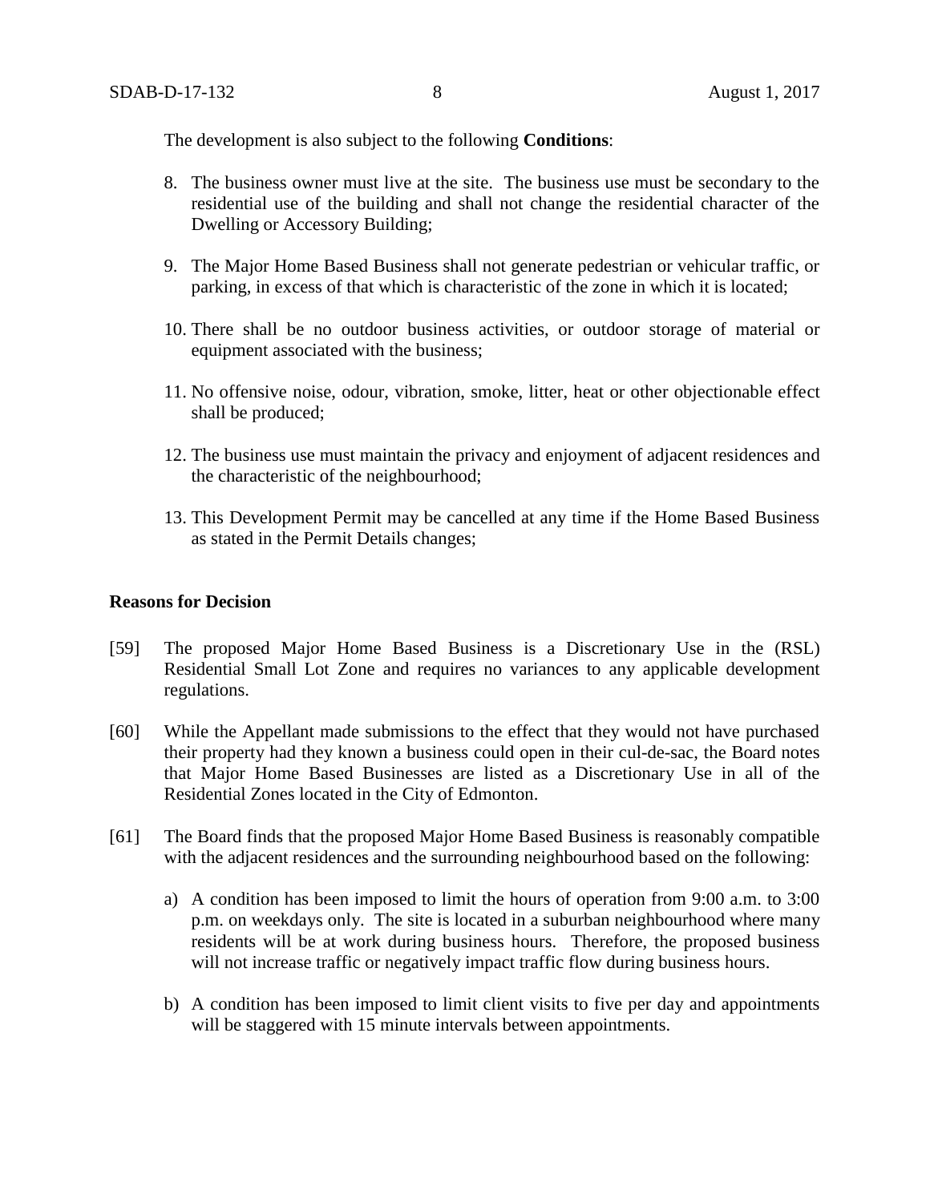The development is also subject to the following **Conditions**:

8. The business owner must live at the site. The business use must be secondary to the residential use of the building and shall not change the residential character of the Dwelling or Accessory Building;

9. The Major Home Based Business shall not generate pedestrian or vehicular traffic, or parking, in excess of that which is characteristic of the zone in which it is located;

10. There shall be no outdoor business activities, or outdoor storage of material or equipment associated with the business;

11. No offensive noise, odour, vibration, smoke, litter, heat or other objectionable effect shall be produced;

12. The business use must maintain the privacy and enjoyment of adjacent residences and the characteristic of the neighbourhood;

13. This Development Permit may be cancelled at any time if the Home Based Business as stated in the Permit Details changes;

**Reasons for Decision**

[59] The proposed Major Home Based Business is a Discretionary Use in the (RSL) Residential Small Lot Zone and requires no variances to any applicable development regulations.

[60] While the Appellant made submissions to the effect that they would not have purchased their property had they known a business could open in their cul-de-sac, the Board notes that Major Home Based Businesses are listed as a Discretionary Use in all of the Residential Zones located in the City of Edmonton.

[61] The Board finds that the proposed Major Home Based Business is reasonably compatible with the adjacent residences and the surrounding neighbourhood based on the following:

a) A condition has been imposed to limit the hours of operation from 9:00 a.m. to 3:00 p.m. on weekdays only. The site is located in a suburban neighbourhood where many residents will be at work during business hours. Therefore, the proposed business will not increase traffic or negatively impact traffic flow during business hours.

b) A condition has been imposed to limit client visits to five per day and appointments will be staggered with 15 minute intervals between appointments.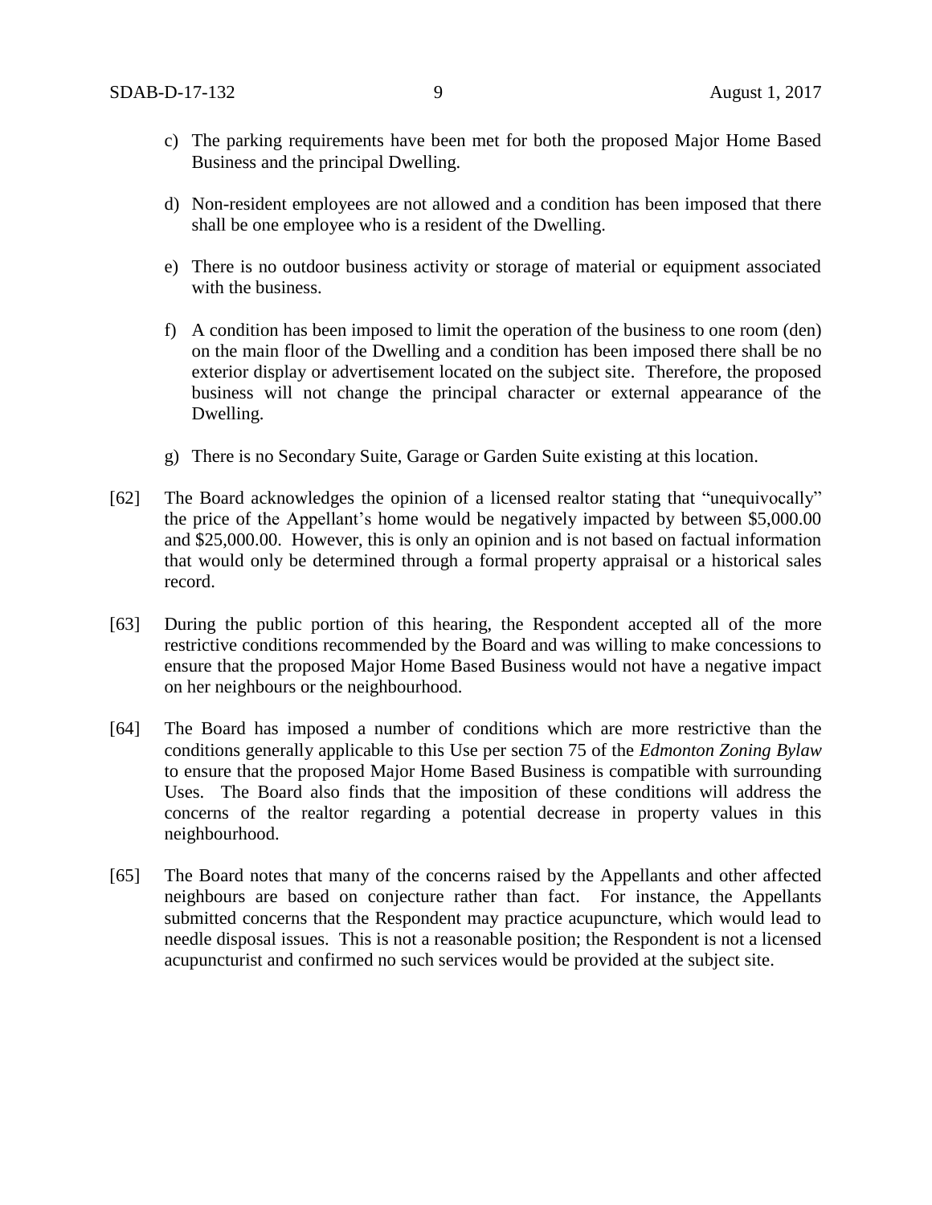c) The parking requirements have been met for both the proposed Major Home Based Business and the principal Dwelling.

d) Non-resident employees are not allowed and a condition has been imposed that there shall be one employee who is a resident of the Dwelling.

e) There is no outdoor business activity or storage of material or equipment associated with the business.

f) A condition has been imposed to limit the operation of the business to one room (den) on the main floor of the Dwelling and a condition has been imposed there shall be no exterior display or advertisement located on the subject site. Therefore, the proposed business will not change the principal character or external appearance of the Dwelling.

g) There is no Secondary Suite, Garage or Garden Suite existing at this location.

[62] The Board acknowledges the opinion of a licensed realtor stating that "unequivocally" the price of the Appellant's home would be negatively impacted by between $5,000.00 and $25,000.00. However, this is only an opinion and is not based on factual information that would only be determined through a formal property appraisal or a historical sales record.

[63] During the public portion of this hearing, the Respondent accepted all of the more restrictive conditions recommended by the Board and was willing to make concessions to ensure that the proposed Major Home Based Business would not have a negative impact on her neighbours or the neighbourhood.

[64] The Board has imposed a number of conditions which are more restrictive than the conditions generally applicable to this Use per section 75 of the *Edmonton Zoning Bylaw* to ensure that the proposed Major Home Based Business is compatible with surrounding Uses. The Board also finds that the imposition of these conditions will address the concerns of the realtor regarding a potential decrease in property values in this neighbourhood.

[65] The Board notes that many of the concerns raised by the Appellants and other affected neighbours are based on conjecture rather than fact. For instance, the Appellants submitted concerns that the Respondent may practice acupuncture, which would lead to needle disposal issues. This is not a reasonable position; the Respondent is not a licensed acupuncturist and confirmed no such services would be provided at the subject site.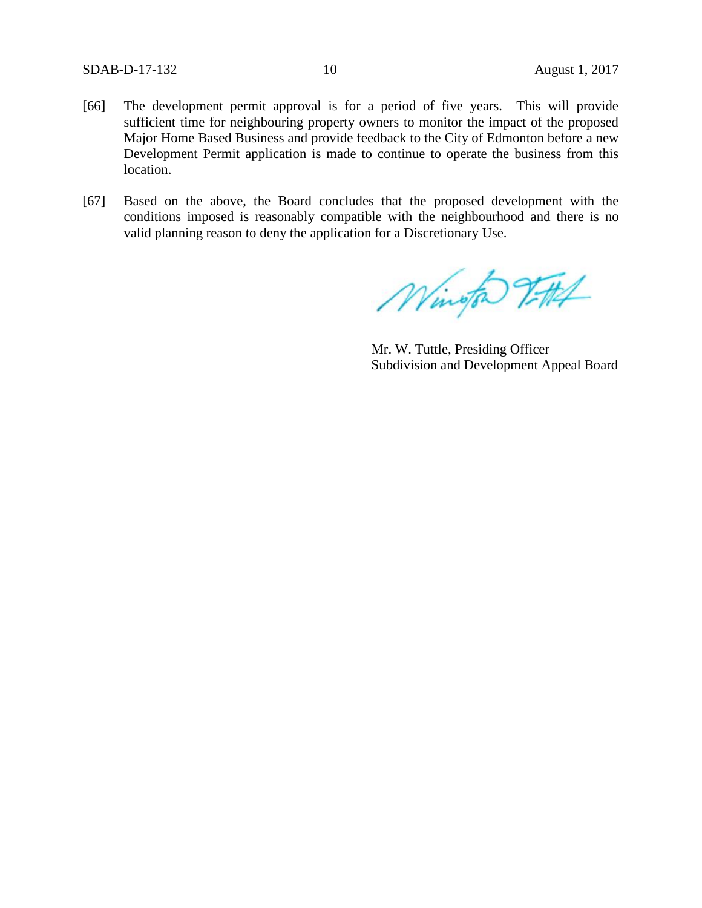[66] The development permit approval is for a period of five years. This will provide sufficient time for neighbouring property owners to monitor the impact of the proposed Major Home Based Business and provide feedback to the City of Edmonton before a new Development Permit application is made to continue to operate the business from this location.

[67] Based on the above, the Board concludes that the proposed development with the conditions imposed is reasonably compatible with the neighbourhood and there is no valid planning reason to deny the application for a Discretionary Use.

Mr. W. Tuttle, Presiding Officer
Subdivision and Development Appeal Board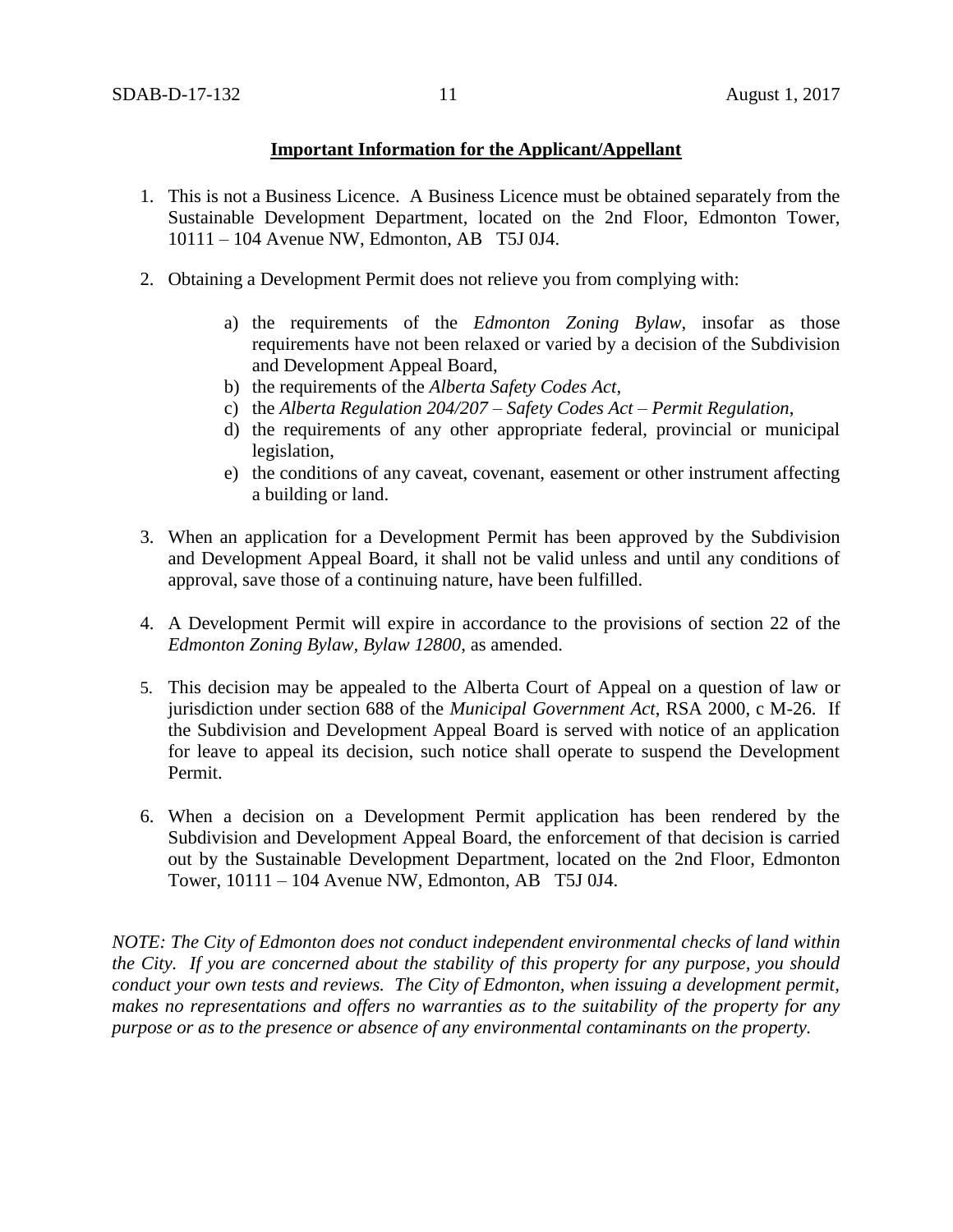**Important Information for the Applicant/Appellant**

1. This is not a Business Licence. A Business Licence must be obtained separately from the Sustainable Development Department, located on the 2nd Floor, Edmonton Tower, 10111 – 104 Avenue NW, Edmonton, AB T5J 0J4.

2. Obtaining a Development Permit does not relieve you from complying with:

   a) the requirements of the *Edmonton Zoning Bylaw*, insofar as those requirements have not been relaxed or varied by a decision of the Subdivision and Development Appeal Board,
   b) the requirements of the *Alberta Safety Codes Act*,
   c) the *Alberta Regulation 204/207 – Safety Codes Act – Permit Regulation*,
   d) the requirements of any other appropriate federal, provincial or municipal legislation,
   e) the conditions of any caveat, covenant, easement or other instrument affecting a building or land.

3. When an application for a Development Permit has been approved by the Subdivision and Development Appeal Board, it shall not be valid unless and until any conditions of approval, save those of a continuing nature, have been fulfilled.

4. A Development Permit will expire in accordance to the provisions of section 22 of the *Edmonton Zoning Bylaw, Bylaw 12800*, as amended.

5. This decision may be appealed to the Alberta Court of Appeal on a question of law or jurisdiction under section 688 of the *Municipal Government Act*, RSA 2000, c M-26. If the Subdivision and Development Appeal Board is served with notice of an application for leave to appeal its decision, such notice shall operate to suspend the Development Permit.

6. When a decision on a Development Permit application has been rendered by the Subdivision and Development Appeal Board, the enforcement of that decision is carried out by the Sustainable Development Department, located on the 2nd Floor, Edmonton Tower, 10111 – 104 Avenue NW, Edmonton, AB T5J 0J4.

*NOTE: The City of Edmonton does not conduct independent environmental checks of land within the City. If you are concerned about the stability of this property for any purpose, you should conduct your own tests and reviews. The City of Edmonton, when issuing a development permit, makes no representations and offers no warranties as to the suitability of the property for any purpose or as to the presence or absence of any environmental contaminants on the property.*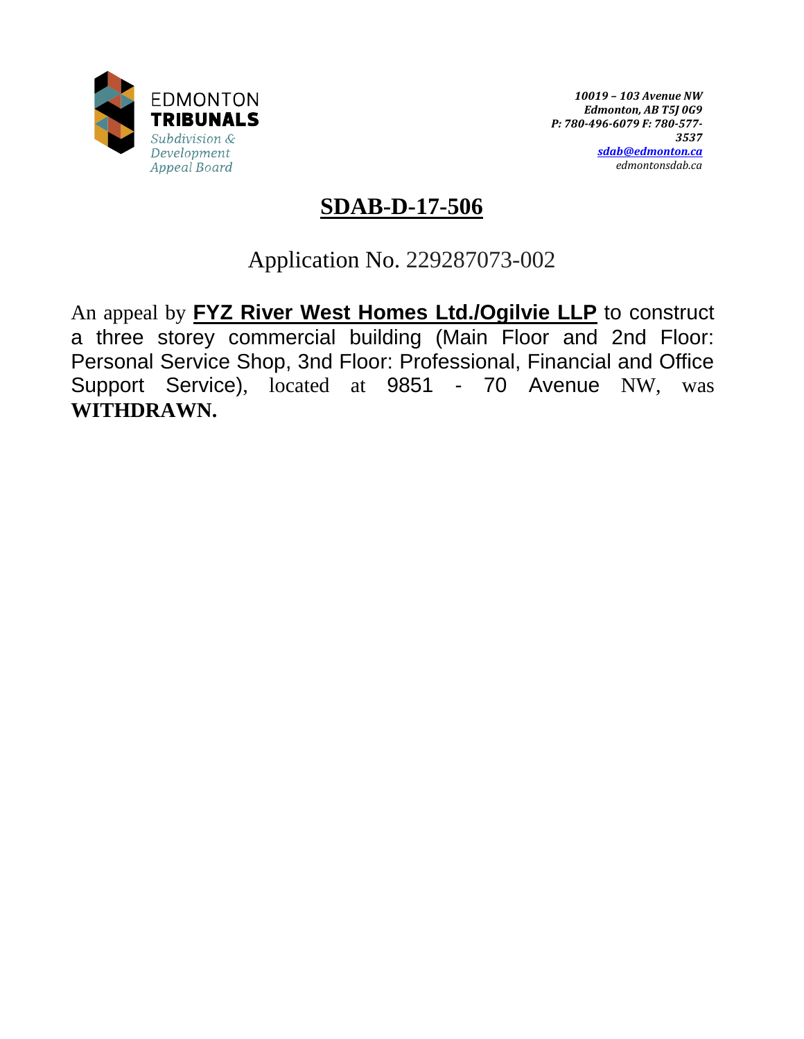EDMONTON
**TRIBUNALS**
*Subdivision & Development Appeal Board*

***10019 – 103 Avenue NW***
***Edmonton, AB T5J 0G9***
***P: 780-496-6079 F: 780-577-3537***
***sdab@edmonton.ca***
*edmontonsdab.ca*

# SDAB-D-17-506

## Application No. 229287073-002

An appeal by **FYZ River West Homes Ltd./Ogilvie LLP** to construct a three storey commercial building (Main Floor and 2nd Floor: Personal Service Shop, 3nd Floor: Professional, Financial and Office Support Service), located at 9851 - 70 Avenue NW, was **WITHDRAWN.**